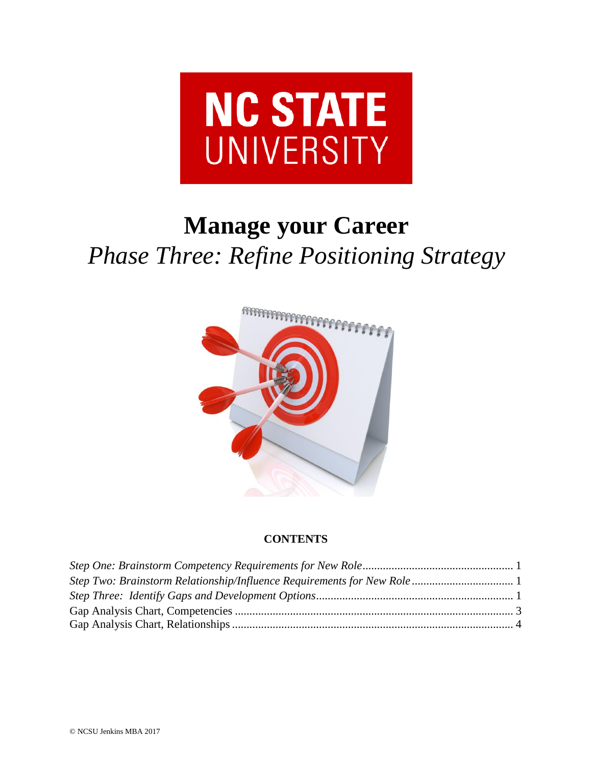NC STATE UNIVERSITY

# Manage your Career

## *Phase Three: Refine Positioning Strategy*

**CONTENTS**

*Step One: Brainstorm Competency Requirements for New Role* ........................................ 1
*Step Two: Brainstorm Relationship/Influence Requirements for New Role* ........................ 1
*Step Three: Identify Gaps and Development Options* ........................................ 1
Gap Analysis Chart, Competencies ........................................ 3
Gap Analysis Chart, Relationships ........................................ 4

© NCSU Jenkins MBA 2017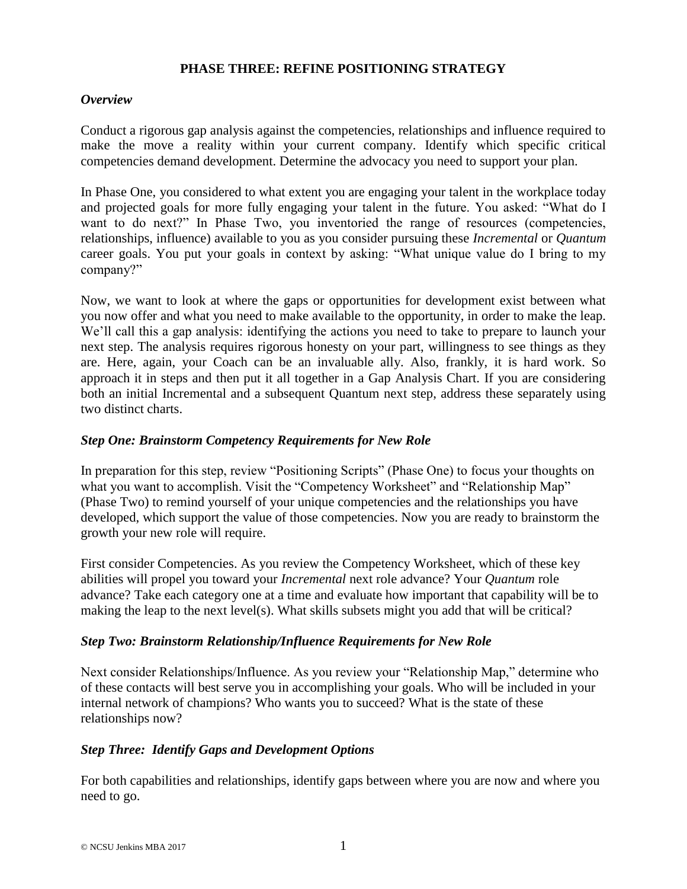# PHASE THREE: REFINE POSITIONING STRATEGY

### *Overview*

Conduct a rigorous gap analysis against the competencies, relationships and influence required to make the move a reality within your current company. Identify which specific critical competencies demand development. Determine the advocacy you need to support your plan.

In Phase One, you considered to what extent you are engaging your talent in the workplace today and projected goals for more fully engaging your talent in the future. You asked: "What do I want to do next?" In Phase Two, you inventoried the range of resources (competencies, relationships, influence) available to you as you consider pursuing these *Incremental* or *Quantum* career goals. You put your goals in context by asking: "What unique value do I bring to my company?"

Now, we want to look at where the gaps or opportunities for development exist between what you now offer and what you need to make available to the opportunity, in order to make the leap. We'll call this a gap analysis: identifying the actions you need to take to prepare to launch your next step. The analysis requires rigorous honesty on your part, willingness to see things as they are. Here, again, your Coach can be an invaluable ally. Also, frankly, it is hard work. So approach it in steps and then put it all together in a Gap Analysis Chart. If you are considering both an initial Incremental and a subsequent Quantum next step, address these separately using two distinct charts.

### *Step One: Brainstorm Competency Requirements for New Role*

In preparation for this step, review "Positioning Scripts" (Phase One) to focus your thoughts on what you want to accomplish. Visit the "Competency Worksheet" and "Relationship Map" (Phase Two) to remind yourself of your unique competencies and the relationships you have developed, which support the value of those competencies. Now you are ready to brainstorm the growth your new role will require.

First consider Competencies. As you review the Competency Worksheet, which of these key abilities will propel you toward your *Incremental* next role advance? Your *Quantum* role advance? Take each category one at a time and evaluate how important that capability will be to making the leap to the next level(s). What skills subsets might you add that will be critical?

### *Step Two: Brainstorm Relationship/Influence Requirements for New Role*

Next consider Relationships/Influence. As you review your "Relationship Map," determine who of these contacts will best serve you in accomplishing your goals. Who will be included in your internal network of champions? Who wants you to succeed? What is the state of these relationships now?

### *Step Three: Identify Gaps and Development Options*

For both capabilities and relationships, identify gaps between where you are now and where you need to go.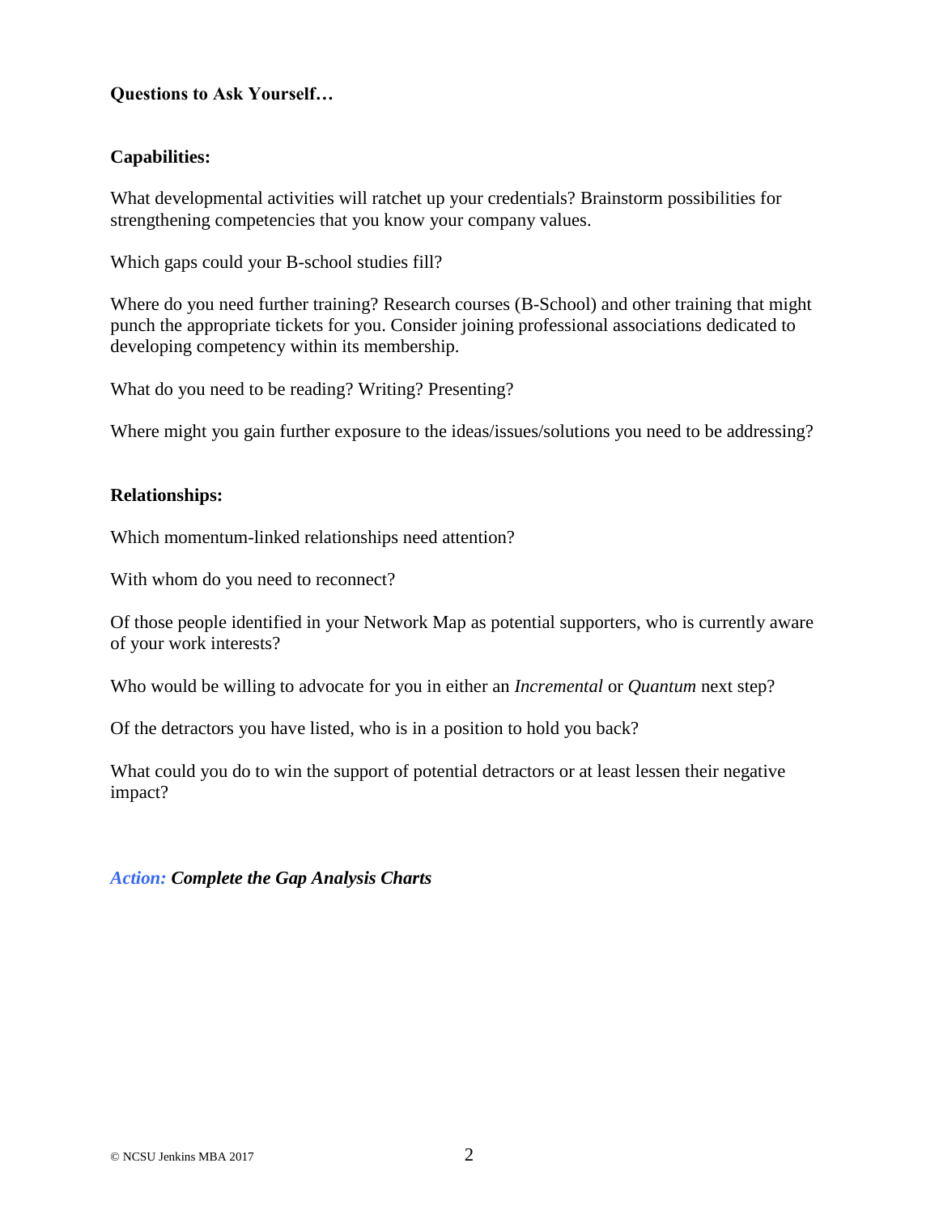**Questions to Ask Yourself…**

**Capabilities:**

What developmental activities will ratchet up your credentials? Brainstorm possibilities for strengthening competencies that you know your company values.

Which gaps could your B-school studies fill?

Where do you need further training? Research courses (B-School) and other training that might punch the appropriate tickets for you. Consider joining professional associations dedicated to developing competency within its membership.

What do you need to be reading? Writing? Presenting?

Where might you gain further exposure to the ideas/issues/solutions you need to be addressing?

**Relationships:**

Which momentum-linked relationships need attention?

With whom do you need to reconnect?

Of those people identified in your Network Map as potential supporters, who is currently aware of your work interests?

Who would be willing to advocate for you in either an *Incremental* or *Quantum* next step?

Of the detractors you have listed, who is in a position to hold you back?

What could you do to win the support of potential detractors or at least lessen their negative impact?

***Action:* *Complete the Gap Analysis Charts***

© NCSU Jenkins MBA 2017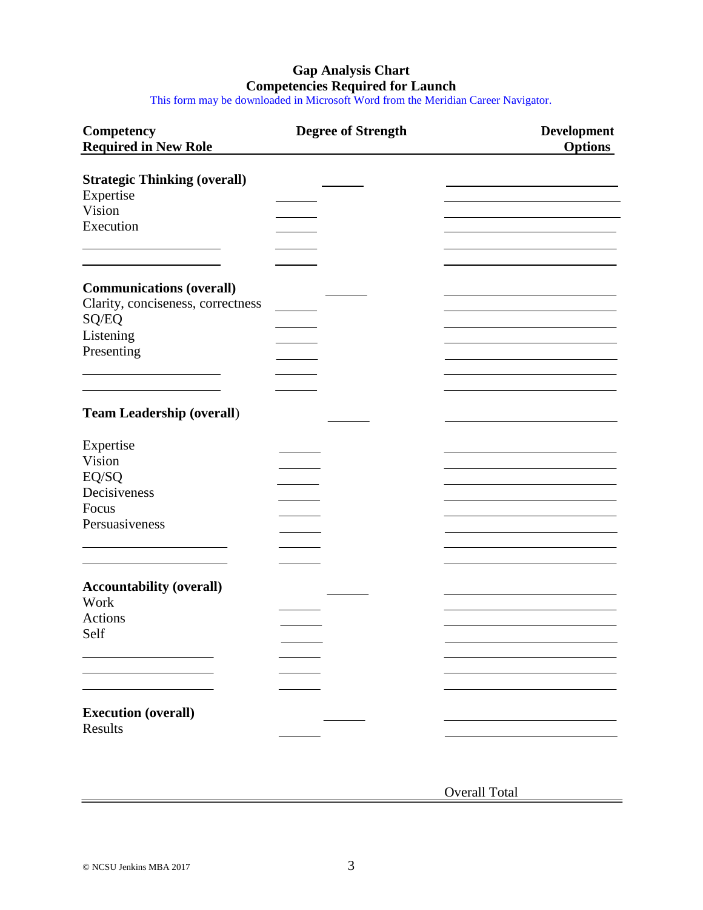# Gap Analysis Chart
## Competencies Required for Launch

This form may be downloaded in Microsoft Word from the Meridian Career Navigator.

| Competency Required in New Role | Degree of Strength | | Development Options |
|---|---|---|---|
| **Strategic Thinking (overall)** | | ______ | ______________________ |
| Expertise | ______ | | ______________________ |
| Vision | ______ | | ______________________ |
| Execution | ______ | | ______________________ |
| ________________ | ______ | | ______________________ |
| ________________ | ______ | | ______________________ |
| **Communications (overall)** | | ______ | ______________________ |
| Clarity, conciseness, correctness | ______ | | ______________________ |
| SQ/EQ | ______ | | ______________________ |
| Listening | ______ | | ______________________ |
| Presenting | ______ | | ______________________ |
| ________________ | ______ | | ______________________ |
| ________________ | ______ | | ______________________ |
| **Team Leadership (overall)** | | ______ | ______________________ |
| Expertise | ______ | | ______________________ |
| Vision | ______ | | ______________________ |
| EQ/SQ | ______ | | ______________________ |
| Decisiveness | ______ | | ______________________ |
| Focus | ______ | | ______________________ |
| Persuasiveness | ______ | | ______________________ |
| ________________ | ______ | | ______________________ |
| ________________ | ______ | | ______________________ |
| **Accountability (overall)** | | ______ | ______________________ |
| Work | ______ | | ______________________ |
| Actions | ______ | | ______________________ |
| Self | ______ | | ______________________ |
| ________________ | ______ | | ______________________ |
| ________________ | ______ | | ______________________ |
| ________________ | ______ | | ______________________ |
| **Execution (overall)** | | ______ | ______________________ |
| Results | ______ | | ______________________ |

Overall Total

© NCSU Jenkins MBA 2017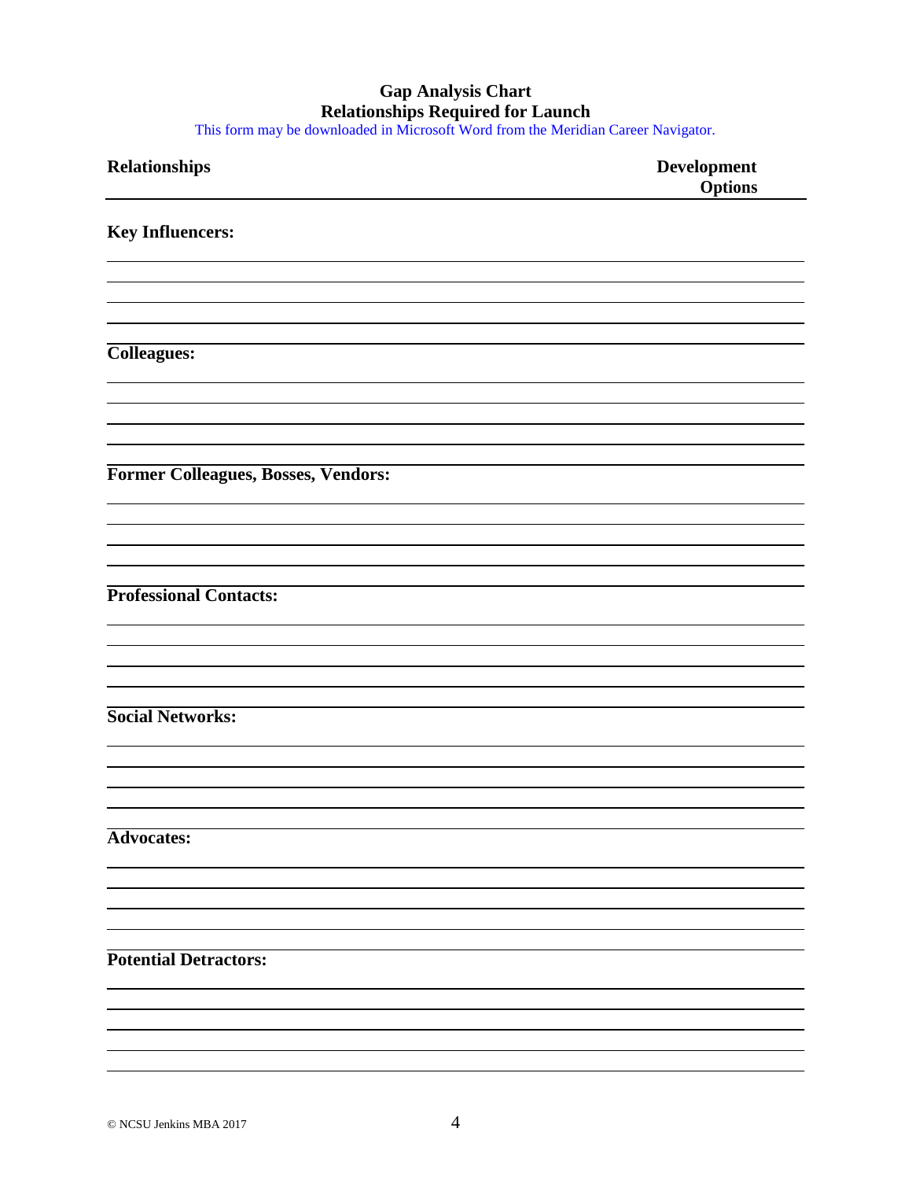# Gap Analysis Chart
## Relationships Required for Launch

This form may be downloaded in Microsoft Word from the Meridian Career Navigator.

| Relationships | Development Options |
|---|---|
| **Key Influencers:** | |
| | |
| | |
| | |
| | |
| **Colleagues:** | |
| | |
| | |
| | |
| | |
| **Former Colleagues, Bosses, Vendors:** | |
| | |
| | |
| | |
| | |
| **Professional Contacts:** | |
| | |
| | |
| | |
| | |
| **Social Networks:** | |
| | |
| | |
| | |
| | |
| **Advocates:** | |
| | |
| | |
| | |
| | |
| **Potential Detractors:** | |
| | |
| | |
| | |
| | |

© NCSU Jenkins MBA 2017